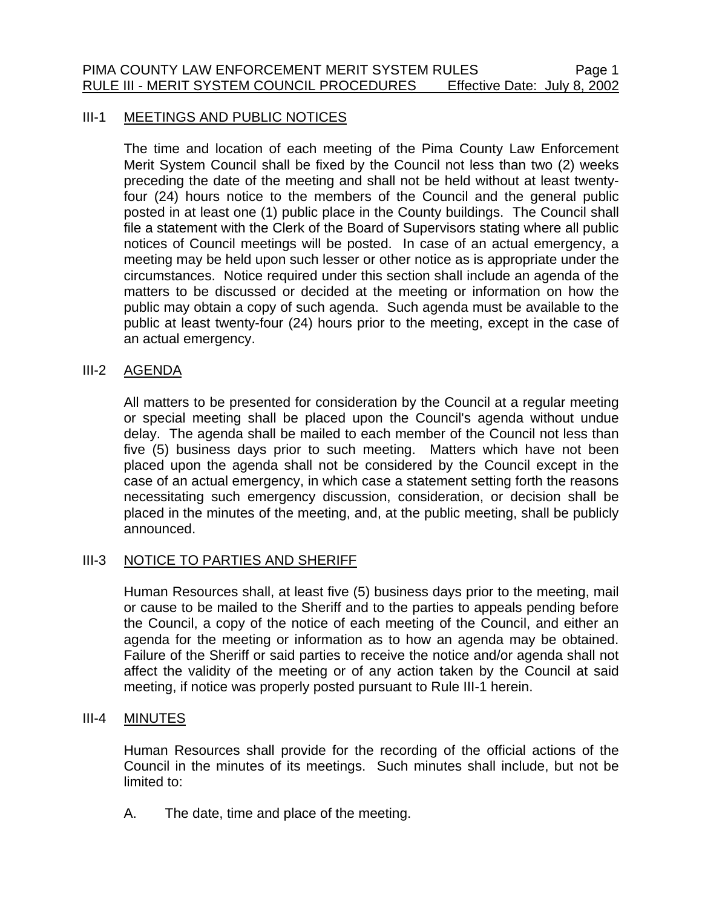## III-1 MEETINGS AND PUBLIC NOTICES

The time and location of each meeting of the Pima County Law Enforcement Merit System Council shall be fixed by the Council not less than two (2) weeks preceding the date of the meeting and shall not be held without at least twenty-four (24) hours notice to the members of the Council and the general public posted in at least one (1) public place in the County buildings. The Council shall file a statement with the Clerk of the Board of Supervisors stating where all public notices of Council meetings will be posted. In case of an actual emergency, a meeting may be held upon such lesser or other notice as is appropriate under the circumstances. Notice required under this section shall include an agenda of the matters to be discussed or decided at the meeting or information on how the public may obtain a copy of such agenda. Such agenda must be available to the public at least twenty-four (24) hours prior to the meeting, except in the case of an actual emergency.

## III-2 AGENDA

All matters to be presented for consideration by the Council at a regular meeting or special meeting shall be placed upon the Council's agenda without undue delay. The agenda shall be mailed to each member of the Council not less than five (5) business days prior to such meeting. Matters which have not been placed upon the agenda shall not be considered by the Council except in the case of an actual emergency, in which case a statement setting forth the reasons necessitating such emergency discussion, consideration, or decision shall be placed in the minutes of the meeting, and, at the public meeting, shall be publicly announced.

## III-3 NOTICE TO PARTIES AND SHERIFF

Human Resources shall, at least five (5) business days prior to the meeting, mail or cause to be mailed to the Sheriff and to the parties to appeals pending before the Council, a copy of the notice of each meeting of the Council, and either an agenda for the meeting or information as to how an agenda may be obtained. Failure of the Sheriff or said parties to receive the notice and/or agenda shall not affect the validity of the meeting or of any action taken by the Council at said meeting, if notice was properly posted pursuant to Rule III-1 herein.

## III-4 MINUTES

Human Resources shall provide for the recording of the official actions of the Council in the minutes of its meetings. Such minutes shall include, but not be limited to:

A. The date, time and place of the meeting.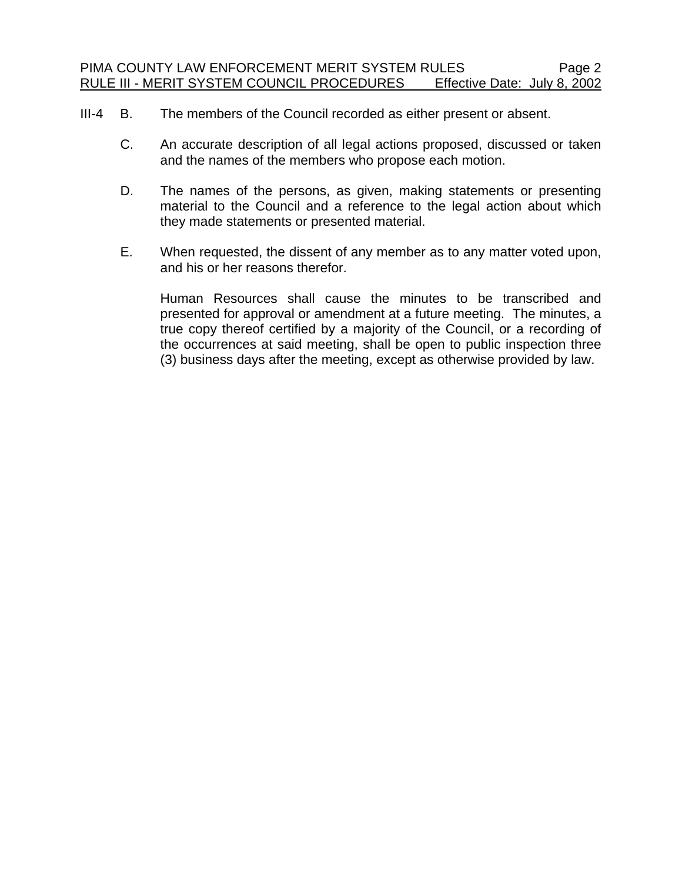III-4 B. The members of the Council recorded as either present or absent.

C. An accurate description of all legal actions proposed, discussed or taken and the names of the members who propose each motion.

D. The names of the persons, as given, making statements or presenting material to the Council and a reference to the legal action about which they made statements or presented material.

E. When requested, the dissent of any member as to any matter voted upon, and his or her reasons therefor.

Human Resources shall cause the minutes to be transcribed and presented for approval or amendment at a future meeting. The minutes, a true copy thereof certified by a majority of the Council, or a recording of the occurrences at said meeting, shall be open to public inspection three (3) business days after the meeting, except as otherwise provided by law.